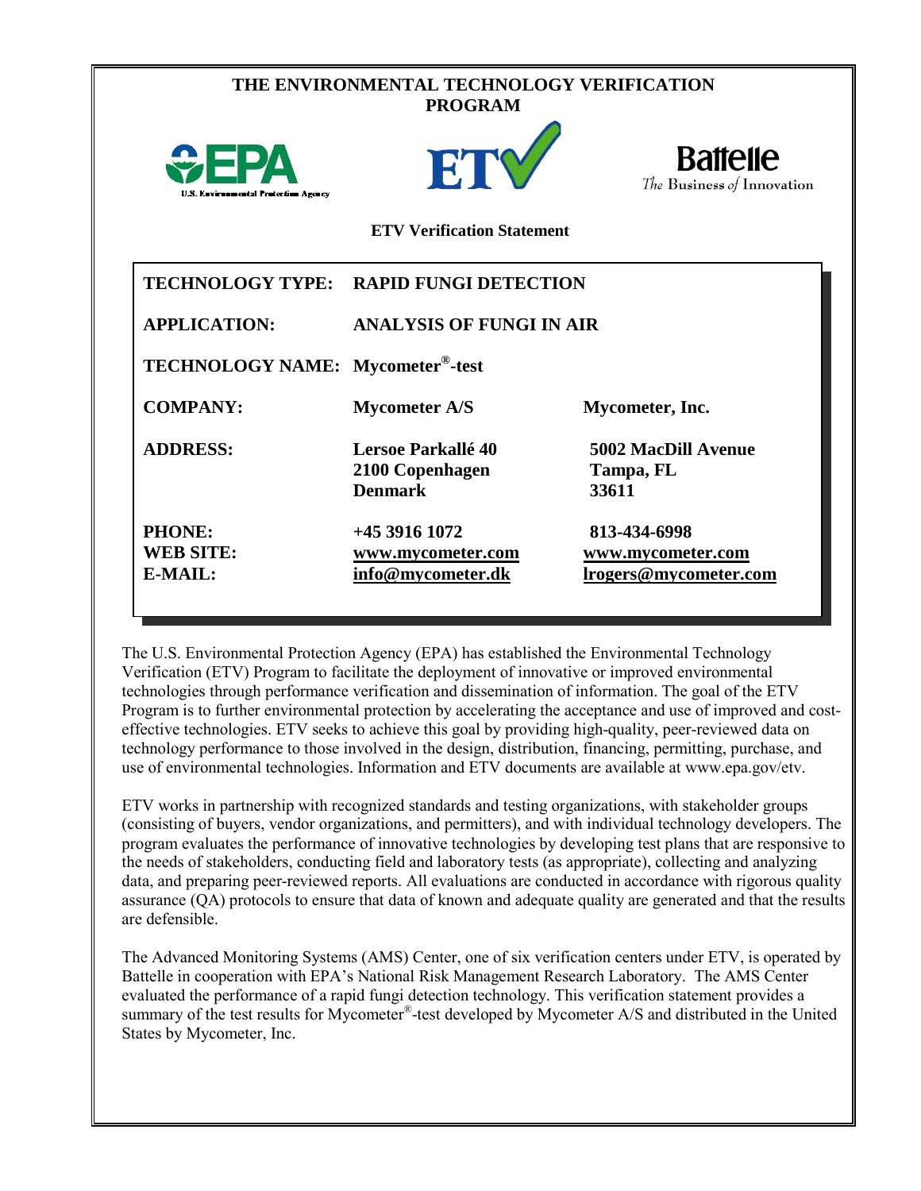# THE ENVIRONMENTAL TECHNOLOGY VERIFICATION PROGRAM

EPA — U.S. Environmental Protection Agency | ETV | Battelle — *The Business of Innovation*

## ETV Verification Statement

| | | |
|---|---|---|
| **TECHNOLOGY TYPE:** | **RAPID FUNGI DETECTION** | |
| **APPLICATION:** | **ANALYSIS OF FUNGI IN AIR** | |
| **TECHNOLOGY NAME:** | **Mycometer®-test** | |
| **COMPANY:** | **Mycometer A/S** | **Mycometer, Inc.** |
| **ADDRESS:** | **Lersoe Parkallé 40**<br>**2100 Copenhagen**<br>**Denmark** | **5002 MacDill Avenue**<br>**Tampa, FL**<br>**33611** |
| **PHONE:** | **+45 3916 1072** | **813-434-6998** |
| **WEB SITE:** | **www.mycometer.com** | **www.mycometer.com** |
| **E-MAIL:** | **info@mycometer.dk** | **lrogers@mycometer.com** |

The U.S. Environmental Protection Agency (EPA) has established the Environmental Technology Verification (ETV) Program to facilitate the deployment of innovative or improved environmental technologies through performance verification and dissemination of information. The goal of the ETV Program is to further environmental protection by accelerating the acceptance and use of improved and cost-effective technologies. ETV seeks to achieve this goal by providing high-quality, peer-reviewed data on technology performance to those involved in the design, distribution, financing, permitting, purchase, and use of environmental technologies. Information and ETV documents are available at www.epa.gov/etv.

ETV works in partnership with recognized standards and testing organizations, with stakeholder groups (consisting of buyers, vendor organizations, and permitters), and with individual technology developers. The program evaluates the performance of innovative technologies by developing test plans that are responsive to the needs of stakeholders, conducting field and laboratory tests (as appropriate), collecting and analyzing data, and preparing peer-reviewed reports. All evaluations are conducted in accordance with rigorous quality assurance (QA) protocols to ensure that data of known and adequate quality are generated and that the results are defensible.

The Advanced Monitoring Systems (AMS) Center, one of six verification centers under ETV, is operated by Battelle in cooperation with EPA's National Risk Management Research Laboratory. The AMS Center evaluated the performance of a rapid fungi detection technology. This verification statement provides a summary of the test results for Mycometer®-test developed by Mycometer A/S and distributed in the United States by Mycometer, Inc.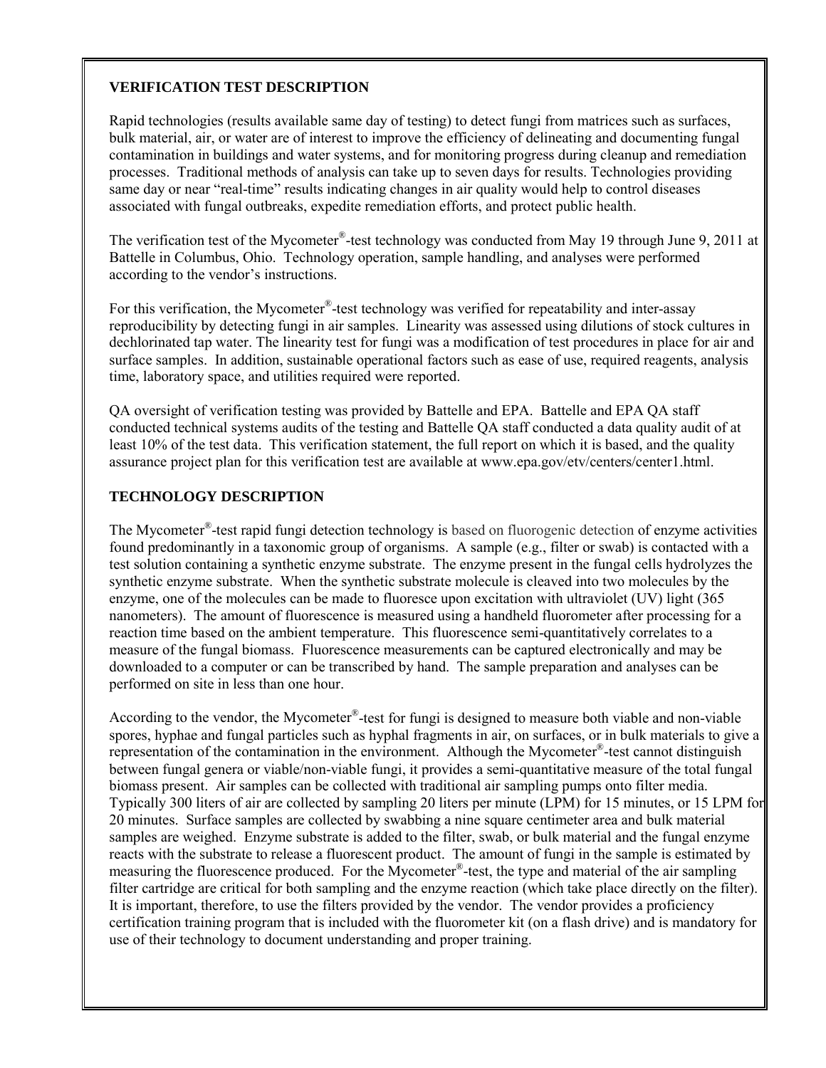**VERIFICATION TEST DESCRIPTION**

Rapid technologies (results available same day of testing) to detect fungi from matrices such as surfaces, bulk material, air, or water are of interest to improve the efficiency of delineating and documenting fungal contamination in buildings and water systems, and for monitoring progress during cleanup and remediation processes. Traditional methods of analysis can take up to seven days for results. Technologies providing same day or near "real-time" results indicating changes in air quality would help to control diseases associated with fungal outbreaks, expedite remediation efforts, and protect public health.

The verification test of the Mycometer®-test technology was conducted from May 19 through June 9, 2011 at Battelle in Columbus, Ohio. Technology operation, sample handling, and analyses were performed according to the vendor's instructions.

For this verification, the Mycometer®-test technology was verified for repeatability and inter-assay reproducibility by detecting fungi in air samples. Linearity was assessed using dilutions of stock cultures in dechlorinated tap water. The linearity test for fungi was a modification of test procedures in place for air and surface samples. In addition, sustainable operational factors such as ease of use, required reagents, analysis time, laboratory space, and utilities required were reported.

QA oversight of verification testing was provided by Battelle and EPA. Battelle and EPA QA staff conducted technical systems audits of the testing and Battelle QA staff conducted a data quality audit of at least 10% of the test data. This verification statement, the full report on which it is based, and the quality assurance project plan for this verification test are available at www.epa.gov/etv/centers/center1.html.

**TECHNOLOGY DESCRIPTION**

The Mycometer®-test rapid fungi detection technology is based on fluorogenic detection of enzyme activities found predominantly in a taxonomic group of organisms. A sample (e.g., filter or swab) is contacted with a test solution containing a synthetic enzyme substrate. The enzyme present in the fungal cells hydrolyzes the synthetic enzyme substrate. When the synthetic substrate molecule is cleaved into two molecules by the enzyme, one of the molecules can be made to fluoresce upon excitation with ultraviolet (UV) light (365 nanometers). The amount of fluorescence is measured using a handheld fluorometer after processing for a reaction time based on the ambient temperature. This fluorescence semi-quantitatively correlates to a measure of the fungal biomass. Fluorescence measurements can be captured electronically and may be downloaded to a computer or can be transcribed by hand. The sample preparation and analyses can be performed on site in less than one hour.

According to the vendor, the Mycometer®-test for fungi is designed to measure both viable and non-viable spores, hyphae and fungal particles such as hyphal fragments in air, on surfaces, or in bulk materials to give a representation of the contamination in the environment. Although the Mycometer®-test cannot distinguish between fungal genera or viable/non-viable fungi, it provides a semi-quantitative measure of the total fungal biomass present. Air samples can be collected with traditional air sampling pumps onto filter media. Typically 300 liters of air are collected by sampling 20 liters per minute (LPM) for 15 minutes, or 15 LPM for 20 minutes. Surface samples are collected by swabbing a nine square centimeter area and bulk material samples are weighed. Enzyme substrate is added to the filter, swab, or bulk material and the fungal enzyme reacts with the substrate to release a fluorescent product. The amount of fungi in the sample is estimated by measuring the fluorescence produced. For the Mycometer®-test, the type and material of the air sampling filter cartridge are critical for both sampling and the enzyme reaction (which take place directly on the filter). It is important, therefore, to use the filters provided by the vendor. The vendor provides a proficiency certification training program that is included with the fluorometer kit (on a flash drive) and is mandatory for use of their technology to document understanding and proper training.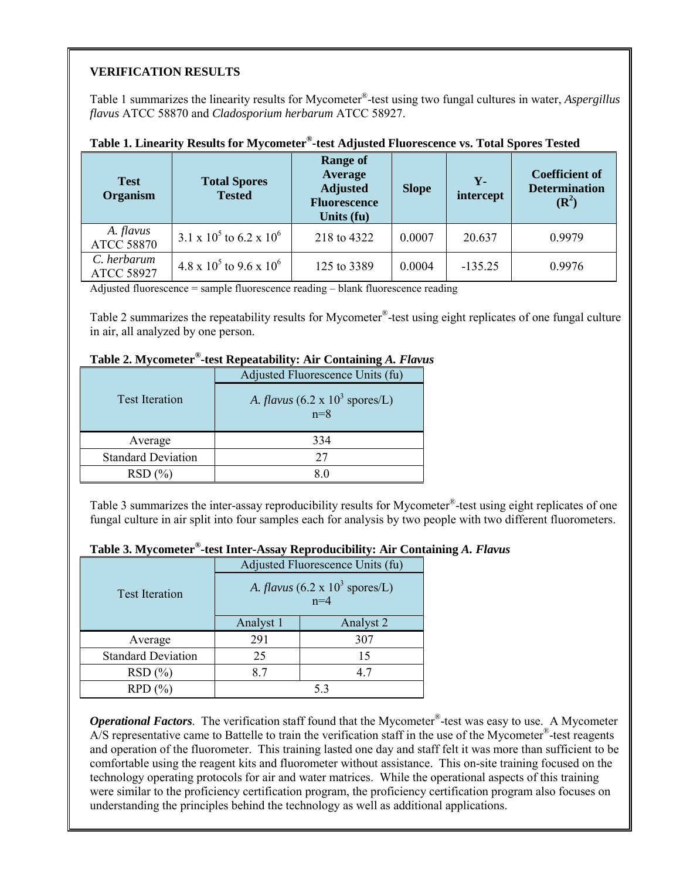**VERIFICATION RESULTS**

Table 1 summarizes the linearity results for Mycometer®-test using two fungal cultures in water, *Aspergillus flavus* ATCC 58870 and *Cladosporium herbarum* ATCC 58927.

**Table 1. Linearity Results for Mycometer®-test Adjusted Fluorescence vs. Total Spores Tested**

| Test Organism | Total Spores Tested | Range of Average Adjusted Fluorescence Units (fu) | Slope | Y-intercept | Coefficient of Determination ($R^2$) |
|---|---|---|---|---|---|
| *A. flavus* ATCC 58870 | $3.1 \times 10^5$ to $6.2 \times 10^6$ | 218 to 4322 | 0.0007 | 20.637 | 0.9979 |
| *C. herbarum* ATCC 58927 | $4.8 \times 10^5$ to $9.6 \times 10^6$ | 125 to 3389 | 0.0004 | -135.25 | 0.9976 |

Adjusted fluorescence = sample fluorescence reading – blank fluorescence reading

Table 2 summarizes the repeatability results for Mycometer®-test using eight replicates of one fungal culture in air, all analyzed by one person.

**Table 2. Mycometer®-test Repeatability: Air Containing *A. Flavus***

| Test Iteration | Adjusted Fluorescence Units (fu) |
|---|---|
| | *A. flavus* ($6.2 \times 10^3$ spores/L) n=8 |
| Average | 334 |
| Standard Deviation | 27 |
| RSD (%) | 8.0 |

Table 3 summarizes the inter-assay reproducibility results for Mycometer®-test using eight replicates of one fungal culture in air split into four samples each for analysis by two people with two different fluorometers.

**Table 3. Mycometer®-test Inter-Assay Reproducibility: Air Containing *A. Flavus***

| Test Iteration | Adjusted Fluorescence Units (fu) | |
|---|---|---|
| | *A. flavus* ($6.2 \times 10^3$ spores/L) n=4 | |
| | Analyst 1 | Analyst 2 |
| Average | 291 | 307 |
| Standard Deviation | 25 | 15 |
| RSD (%) | 8.7 | 4.7 |
| RPD (%) | 5.3 | |

***Operational Factors***. The verification staff found that the Mycometer®-test was easy to use. A Mycometer A/S representative came to Battelle to train the verification staff in the use of the Mycometer®-test reagents and operation of the fluorometer. This training lasted one day and staff felt it was more than sufficient to be comfortable using the reagent kits and fluorometer without assistance. This on-site training focused on the technology operating protocols for air and water matrices. While the operational aspects of this training were similar to the proficiency certification program, the proficiency certification program also focuses on understanding the principles behind the technology as well as additional applications.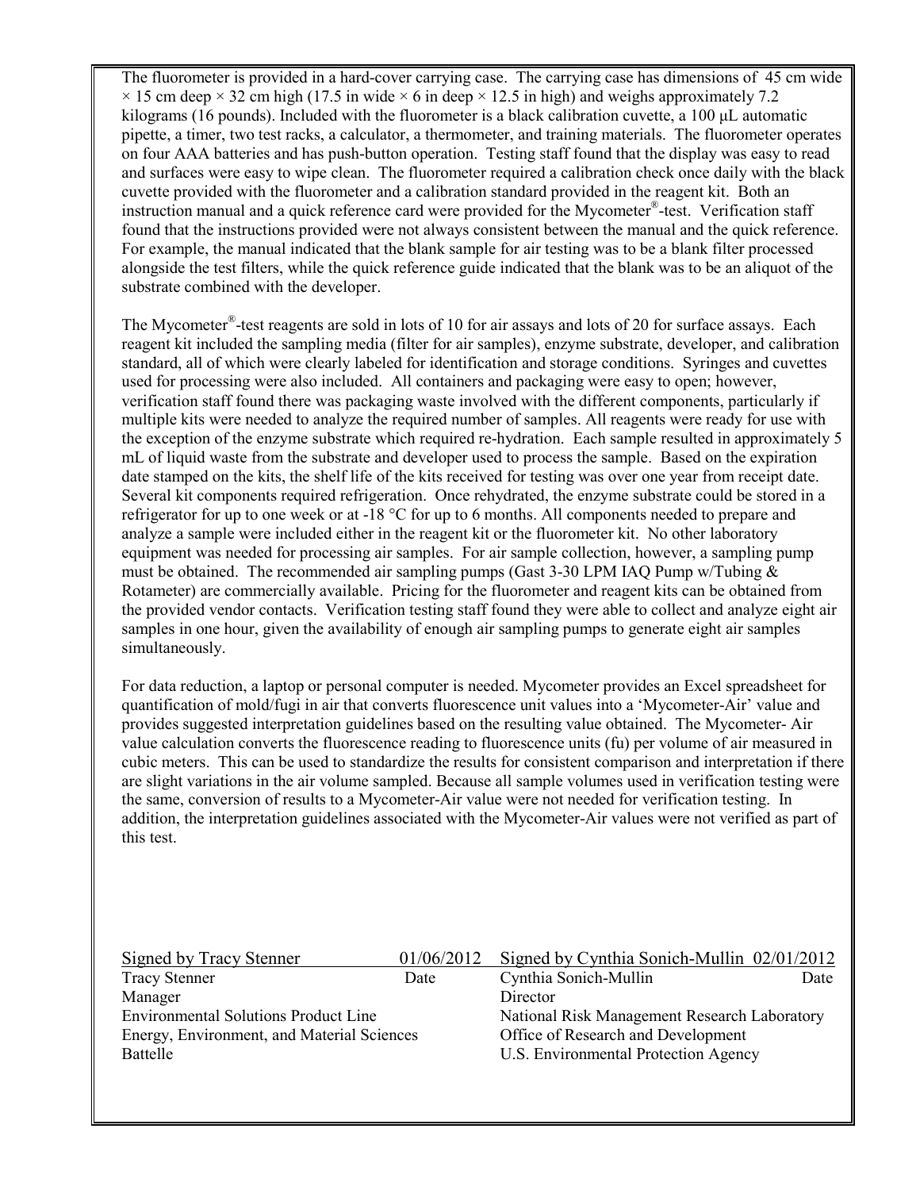The fluorometer is provided in a hard-cover carrying case. The carrying case has dimensions of 45 cm wide × 15 cm deep × 32 cm high (17.5 in wide × 6 in deep × 12.5 in high) and weighs approximately 7.2 kilograms (16 pounds). Included with the fluorometer is a black calibration cuvette, a 100 µL automatic pipette, a timer, two test racks, a calculator, a thermometer, and training materials. The fluorometer operates on four AAA batteries and has push-button operation. Testing staff found that the display was easy to read and surfaces were easy to wipe clean. The fluorometer required a calibration check once daily with the black cuvette provided with the fluorometer and a calibration standard provided in the reagent kit. Both an instruction manual and a quick reference card were provided for the Mycometer®-test. Verification staff found that the instructions provided were not always consistent between the manual and the quick reference. For example, the manual indicated that the blank sample for air testing was to be a blank filter processed alongside the test filters, while the quick reference guide indicated that the blank was to be an aliquot of the substrate combined with the developer.

The Mycometer®-test reagents are sold in lots of 10 for air assays and lots of 20 for surface assays. Each reagent kit included the sampling media (filter for air samples), enzyme substrate, developer, and calibration standard, all of which were clearly labeled for identification and storage conditions. Syringes and cuvettes used for processing were also included. All containers and packaging were easy to open; however, verification staff found there was packaging waste involved with the different components, particularly if multiple kits were needed to analyze the required number of samples. All reagents were ready for use with the exception of the enzyme substrate which required re-hydration. Each sample resulted in approximately 5 mL of liquid waste from the substrate and developer used to process the sample. Based on the expiration date stamped on the kits, the shelf life of the kits received for testing was over one year from receipt date. Several kit components required refrigeration. Once rehydrated, the enzyme substrate could be stored in a refrigerator for up to one week or at -18 °C for up to 6 months. All components needed to prepare and analyze a sample were included either in the reagent kit or the fluorometer kit. No other laboratory equipment was needed for processing air samples. For air sample collection, however, a sampling pump must be obtained. The recommended air sampling pumps (Gast 3-30 LPM IAQ Pump w/Tubing & Rotameter) are commercially available. Pricing for the fluorometer and reagent kits can be obtained from the provided vendor contacts. Verification testing staff found they were able to collect and analyze eight air samples in one hour, given the availability of enough air sampling pumps to generate eight air samples simultaneously.

For data reduction, a laptop or personal computer is needed. Mycometer provides an Excel spreadsheet for quantification of mold/fugi in air that converts fluorescence unit values into a 'Mycometer-Air' value and provides suggested interpretation guidelines based on the resulting value obtained. The Mycometer- Air value calculation converts the fluorescence reading to fluorescence units (fu) per volume of air measured in cubic meters. This can be used to standardize the results for consistent comparison and interpretation if there are slight variations in the air volume sampled. Because all sample volumes used in verification testing were the same, conversion of results to a Mycometer-Air value were not needed for verification testing. In addition, the interpretation guidelines associated with the Mycometer-Air values were not verified as part of this test.

| | | | |
|---|---|---|---|
| Signed by Tracy Stenner | 01/06/2012 | Signed by Cynthia Sonich-Mullin | 02/01/2012 |
| Tracy Stenner | Date | Cynthia Sonich-Mullin | Date |
| Manager | | Director | |
| Environmental Solutions Product Line | | National Risk Management Research Laboratory | |
| Energy, Environment, and Material Sciences | | Office of Research and Development | |
| Battelle | | U.S. Environmental Protection Agency | |